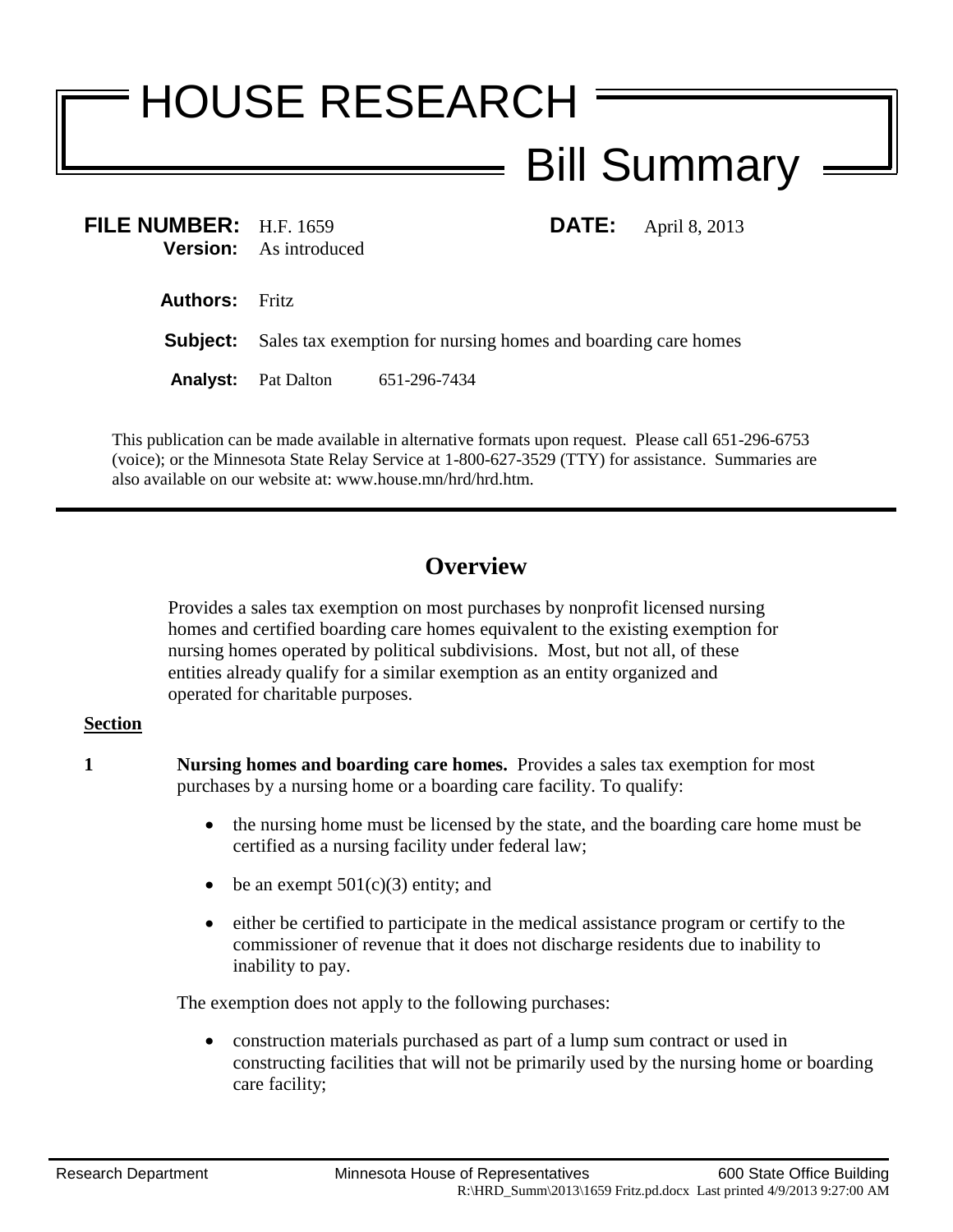# HOUSE RESEARCH

## Bill Summary

**FILE NUMBER:** H.F. 1659  **DATE:** April 8, 2013
**Version:** As introduced

**Authors:** Fritz

**Subject:** Sales tax exemption for nursing homes and boarding care homes

**Analyst:** Pat Dalton  651-296-7434

This publication can be made available in alternative formats upon request. Please call 651-296-6753 (voice); or the Minnesota State Relay Service at 1-800-627-3529 (TTY) for assistance. Summaries are also available on our website at: www.house.mn/hrd/hrd.htm.

---

## Overview

Provides a sales tax exemption on most purchases by nonprofit licensed nursing homes and certified boarding care homes equivalent to the existing exemption for nursing homes operated by political subdivisions. Most, but not all, of these entities already qualify for a similar exemption as an entity organized and operated for charitable purposes.

**Section**

**1** **Nursing homes and boarding care homes.** Provides a sales tax exemption for most purchases by a nursing home or a boarding care facility. To qualify:

- the nursing home must be licensed by the state, and the boarding care home must be certified as a nursing facility under federal law;
- be an exempt 501(c)(3) entity; and
- either be certified to participate in the medical assistance program or certify to the commissioner of revenue that it does not discharge residents due to inability to inability to pay.

The exemption does not apply to the following purchases:

- construction materials purchased as part of a lump sum contract or used in constructing facilities that will not be primarily used by the nursing home or boarding care facility;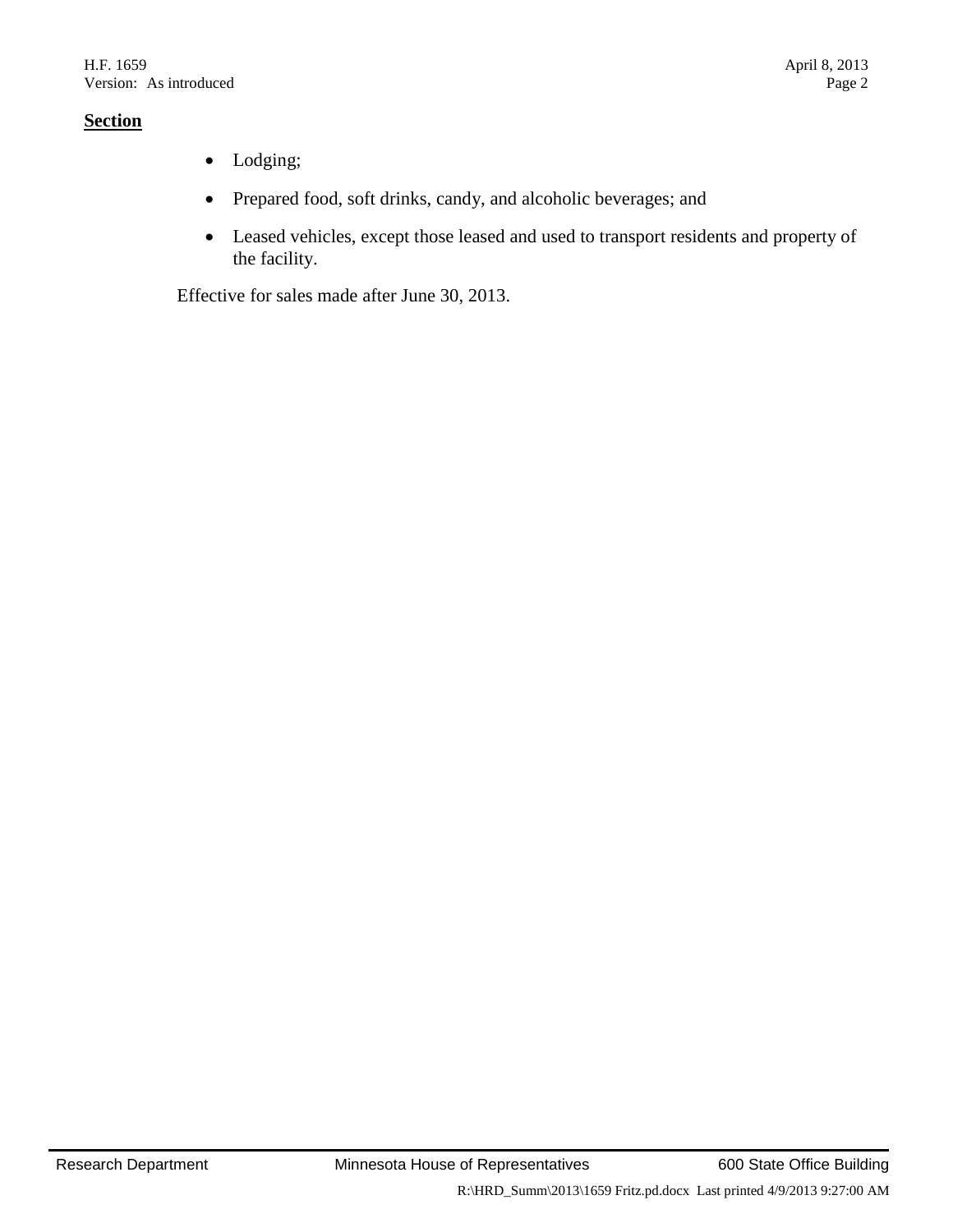**Section**

- Lodging;
- Prepared food, soft drinks, candy, and alcoholic beverages; and
- Leased vehicles, except those leased and used to transport residents and property of the facility.

Effective for sales made after June 30, 2013.